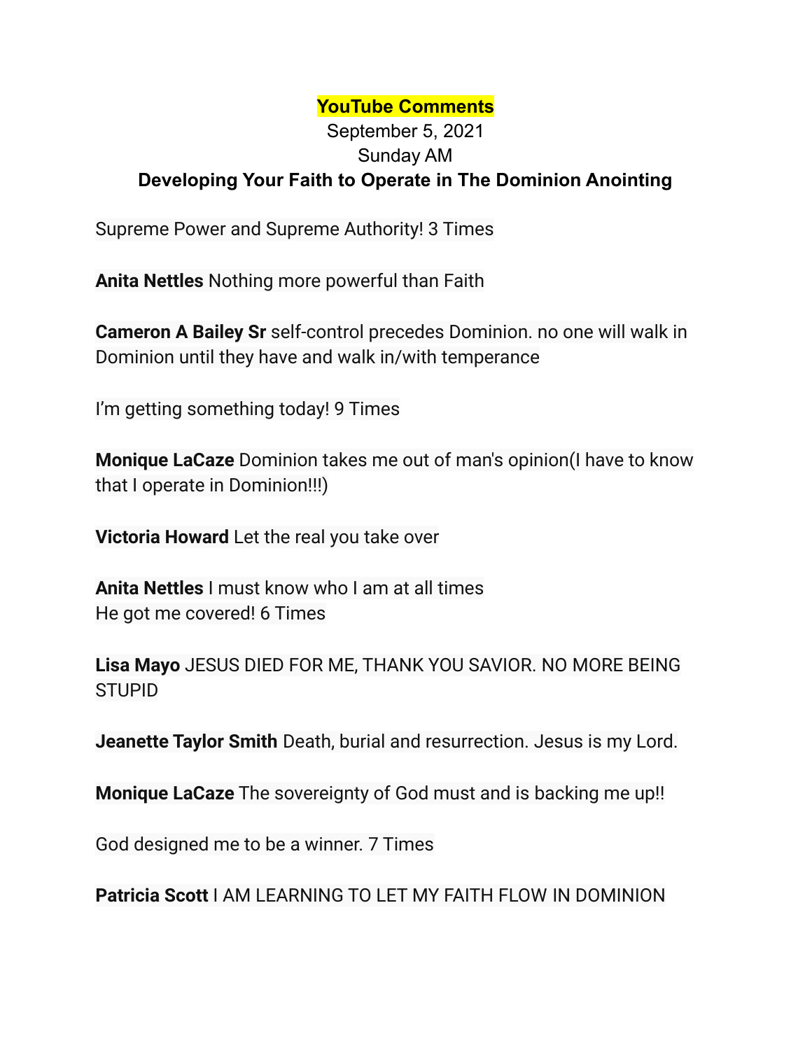**YouTube Comments**

September 5, 2021

Sunday AM

**Developing Your Faith to Operate in The Dominion Anointing**

Supreme Power and Supreme Authority! 3 Times

**Anita Nettles** Nothing more powerful than Faith

**Cameron A Bailey Sr** self-control precedes Dominion. no one will walk in Dominion until they have and walk in/with temperance

I'm getting something today! 9 Times

**Monique LaCaze** Dominion takes me out of man's opinion(I have to know that I operate in Dominion!!!)

**Victoria Howard** Let the real you take over

**Anita Nettles** I must know who I am at all times
He got me covered! 6 Times

**Lisa Mayo** JESUS DIED FOR ME, THANK YOU SAVIOR. NO MORE BEING STUPID

**Jeanette Taylor Smith** Death, burial and resurrection. Jesus is my Lord.

**Monique LaCaze** The sovereignty of God must and is backing me up!!

God designed me to be a winner. 7 Times

**Patricia Scott** I AM LEARNING TO LET MY FAITH FLOW IN DOMINION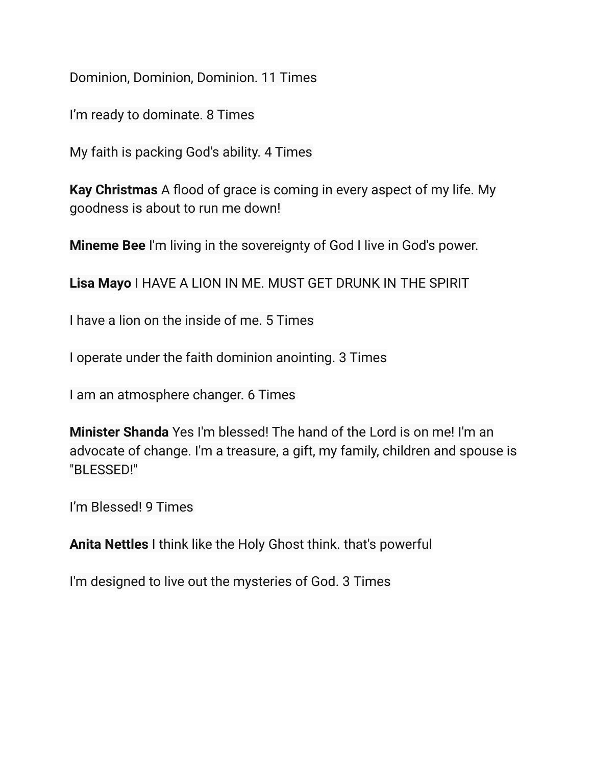Dominion, Dominion, Dominion. 11 Times

I’m ready to dominate. 8 Times

My faith is packing God's ability. 4 Times

**Kay Christmas** A flood of grace is coming in every aspect of my life. My goodness is about to run me down!

**Mineme Bee** I'm living in the sovereignty of God I live in God's power.

**Lisa Mayo** I HAVE A LION IN ME. MUST GET DRUNK IN THE SPIRIT

I have a lion on the inside of me. 5 Times

I operate under the faith dominion anointing. 3 Times

I am an atmosphere changer. 6 Times

**Minister Shanda** Yes I'm blessed! The hand of the Lord is on me! I'm an advocate of change. I'm a treasure, a gift, my family, children and spouse is "BLESSED!"

I’m Blessed! 9 Times

**Anita Nettles** I think like the Holy Ghost think. that's powerful

I'm designed to live out the mysteries of God. 3 Times